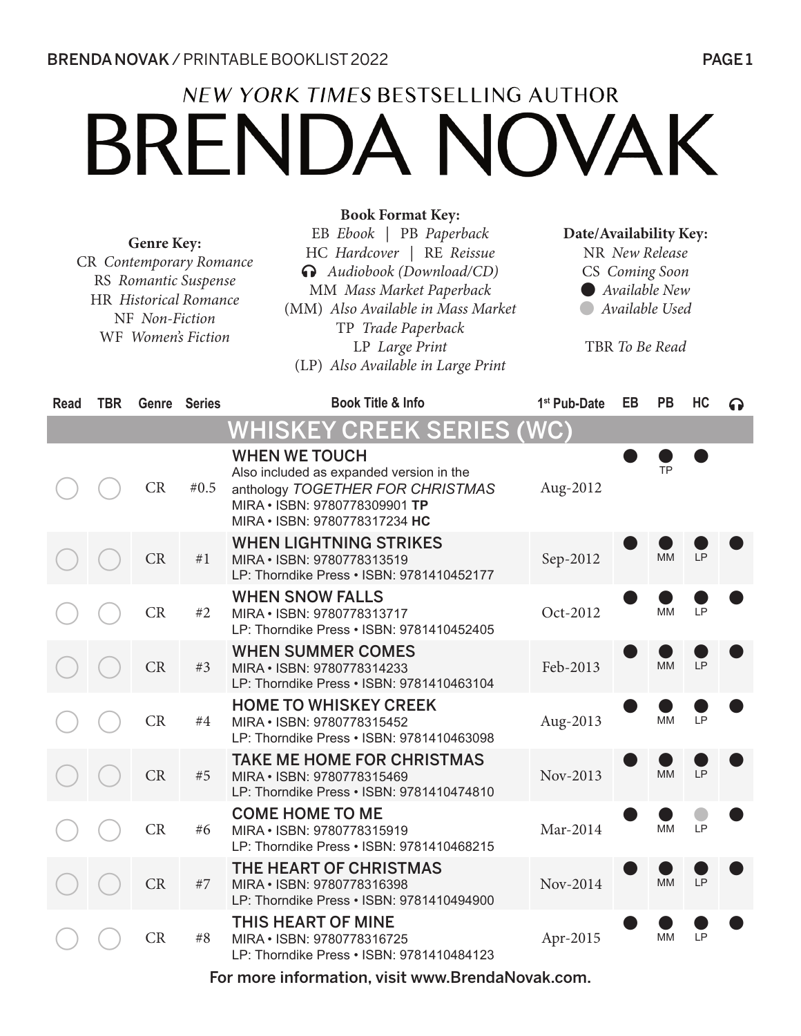*NEW YORK TIMES* BESTSELLING AUTHOR

# BRENDA NOVAK

**Genre Key:**
CR *Contemporary Romance*
RS *Romantic Suspense*
HR *Historical Romance*
NF *Non-Fiction*
WF *Women's Fiction*

**Book Format Key:**
EB *Ebook* | PB *Paperback*
HC *Hardcover* | RE *Reissue*
🎧 *Audiobook (Download/CD)*
MM *Mass Market Paperback*
(MM) *Also Available in Mass Market*
TP *Trade Paperback*
LP *Large Print*
(LP) *Also Available in Large Print*

**Date/Availability Key:**
NR *New Release*
CS *Coming Soon*
● *Available New*
○ *Available Used*

TBR *To Be Read*

| Read | TBR | Genre | Series | Book Title & Info | 1st Pub-Date | EB | PB | HC | 🎧 |
|---|---|---|---|---|---|---|---|---|---|
| **WHISKEY CREEK SERIES (WC)** | | | | | | | | | |
| ○ | ○ | CR | #0.5 | **WHEN WE TOUCH**<br>Also included as expanded version in the anthology *TOGETHER FOR CHRISTMAS*<br>MIRA • ISBN: 9780778309901 **TP**<br>MIRA • ISBN: 9780778317234 **HC** | Aug-2012 | ● | ● TP | ● | |
| ○ | ○ | CR | #1 | **WHEN LIGHTNING STRIKES**<br>MIRA • ISBN: 9780778313519<br>LP: Thorndike Press • ISBN: 9781410452177 | Sep-2012 | ● | ● MM | ● LP | ● |
| ○ | ○ | CR | #2 | **WHEN SNOW FALLS**<br>MIRA • ISBN: 9780778313717<br>LP: Thorndike Press • ISBN: 9781410452405 | Oct-2012 | ● | ● MM | ● LP | ● |
| ○ | ○ | CR | #3 | **WHEN SUMMER COMES**<br>MIRA • ISBN: 9780778314233<br>LP: Thorndike Press • ISBN: 9781410463104 | Feb-2013 | ● | ● MM | ● LP | ● |
| ○ | ○ | CR | #4 | **HOME TO WHISKEY CREEK**<br>MIRA • ISBN: 9780778315452<br>LP: Thorndike Press • ISBN: 9781410463098 | Aug-2013 | ● | ● MM | ● LP | ● |
| ○ | ○ | CR | #5 | **TAKE ME HOME FOR CHRISTMAS**<br>MIRA • ISBN: 9780778315469<br>LP: Thorndike Press • ISBN: 9781410474810 | Nov-2013 | ● | ● MM | ● LP | ● |
| ○ | ○ | CR | #6 | **COME HOME TO ME**<br>MIRA • ISBN: 9780778315919<br>LP: Thorndike Press • ISBN: 9781410468215 | Mar-2014 | ● | ● MM | ○ LP | ● |
| ○ | ○ | CR | #7 | **THE HEART OF CHRISTMAS**<br>MIRA • ISBN: 9780778316398<br>LP: Thorndike Press • ISBN: 9781410494900 | Nov-2014 | ● | ● MM | ● LP | ● |
| ○ | ○ | CR | #8 | **THIS HEART OF MINE**<br>MIRA • ISBN: 9780778316725<br>LP: Thorndike Press • ISBN: 9781410484123 | Apr-2015 | ● | ● MM | ● LP | ● |

For more information, visit www.BrendaNovak.com.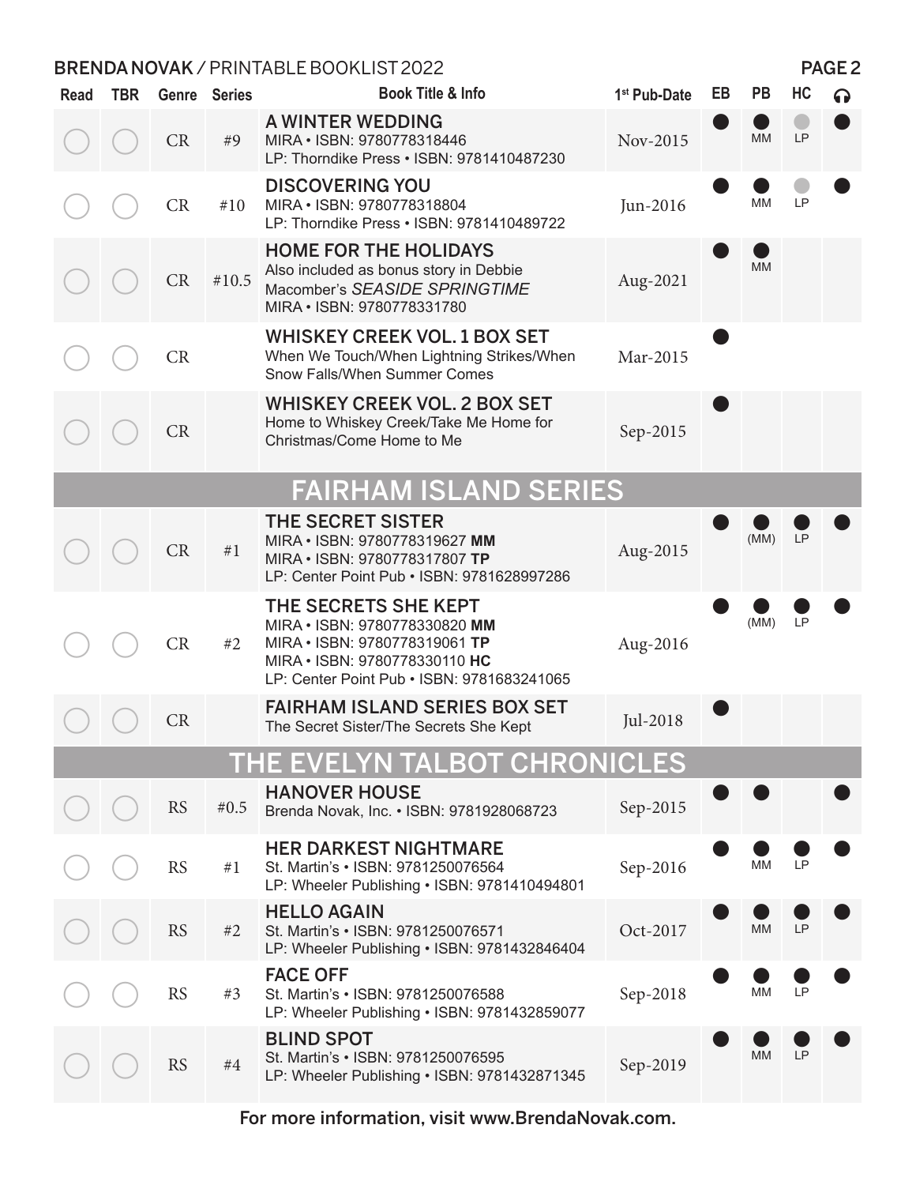| Read | TBR | Genre | Series | Book Title & Info | 1st Pub-Date | EB | PB | HC | 🎧 |
|---|---|---|---|---|---|---|---|---|---|
| ◯ | ◯ | CR | #9 | **A WINTER WEDDING**<br>MIRA • ISBN: 9780778318446<br>LP: Thorndike Press • ISBN: 9781410487230 | Nov-2015 | ● | ● MM | ● LP | ● |
| ◯ | ◯ | CR | #10 | **DISCOVERING YOU**<br>MIRA • ISBN: 9780778318804<br>LP: Thorndike Press • ISBN: 9781410489722 | Jun-2016 | ● | ● MM | ● LP | ● |
| ◯ | ◯ | CR | #10.5 | **HOME FOR THE HOLIDAYS**<br>Also included as bonus story in Debbie Macomber's *SEASIDE SPRINGTIME*<br>MIRA • ISBN: 9780778331780 | Aug-2021 | ● | ● MM | | |
| ◯ | ◯ | CR | | **WHISKEY CREEK VOL. 1 BOX SET**<br>When We Touch/When Lightning Strikes/When Snow Falls/When Summer Comes | Mar-2015 | ● | | | |
| ◯ | ◯ | CR | | **WHISKEY CREEK VOL. 2 BOX SET**<br>Home to Whiskey Creek/Take Me Home for Christmas/Come Home to Me | Sep-2015 | ● | | | |
| | | | | **FAIRHAM ISLAND SERIES** | | | | | |
| ◯ | ◯ | CR | #1 | **THE SECRET SISTER**<br>MIRA • ISBN: 9780778319627 **MM**<br>MIRA • ISBN: 9780778317807 **TP**<br>LP: Center Point Pub • ISBN: 9781628997286 | Aug-2015 | ● | ● (MM) | ● LP | ● |
| ◯ | ◯ | CR | #2 | **THE SECRETS SHE KEPT**<br>MIRA • ISBN: 9780778330820 **MM**<br>MIRA • ISBN: 9780778319061 **TP**<br>MIRA • ISBN: 9780778330110 **HC**<br>LP: Center Point Pub • ISBN: 9781683241065 | Aug-2016 | ● | ● (MM) | ● LP | ● |
| ◯ | ◯ | CR | | **FAIRHAM ISLAND SERIES BOX SET**<br>The Secret Sister/The Secrets She Kept | Jul-2018 | ● | | | |
| | | | | **THE EVELYN TALBOT CHRONICLES** | | | | | |
| ◯ | ◯ | RS | #0.5 | **HANOVER HOUSE**<br>Brenda Novak, Inc. • ISBN: 9781928068723 | Sep-2015 | ● | ● | | ● |
| ◯ | ◯ | RS | #1 | **HER DARKEST NIGHTMARE**<br>St. Martin's • ISBN: 9781250076564<br>LP: Wheeler Publishing • ISBN: 9781410494801 | Sep-2016 | ● | ● MM | ● LP | ● |
| ◯ | ◯ | RS | #2 | **HELLO AGAIN**<br>St. Martin's • ISBN: 9781250076571<br>LP: Wheeler Publishing • ISBN: 9781432846404 | Oct-2017 | ● | ● MM | ● LP | ● |
| ◯ | ◯ | RS | #3 | **FACE OFF**<br>St. Martin's • ISBN: 9781250076588<br>LP: Wheeler Publishing • ISBN: 9781432859077 | Sep-2018 | ● | ● MM | ● LP | ● |
| ◯ | ◯ | RS | #4 | **BLIND SPOT**<br>St. Martin's • ISBN: 9781250076595<br>LP: Wheeler Publishing • ISBN: 9781432871345 | Sep-2019 | ● | ● MM | ● LP | ● |

For more information, visit www.BrendaNovak.com.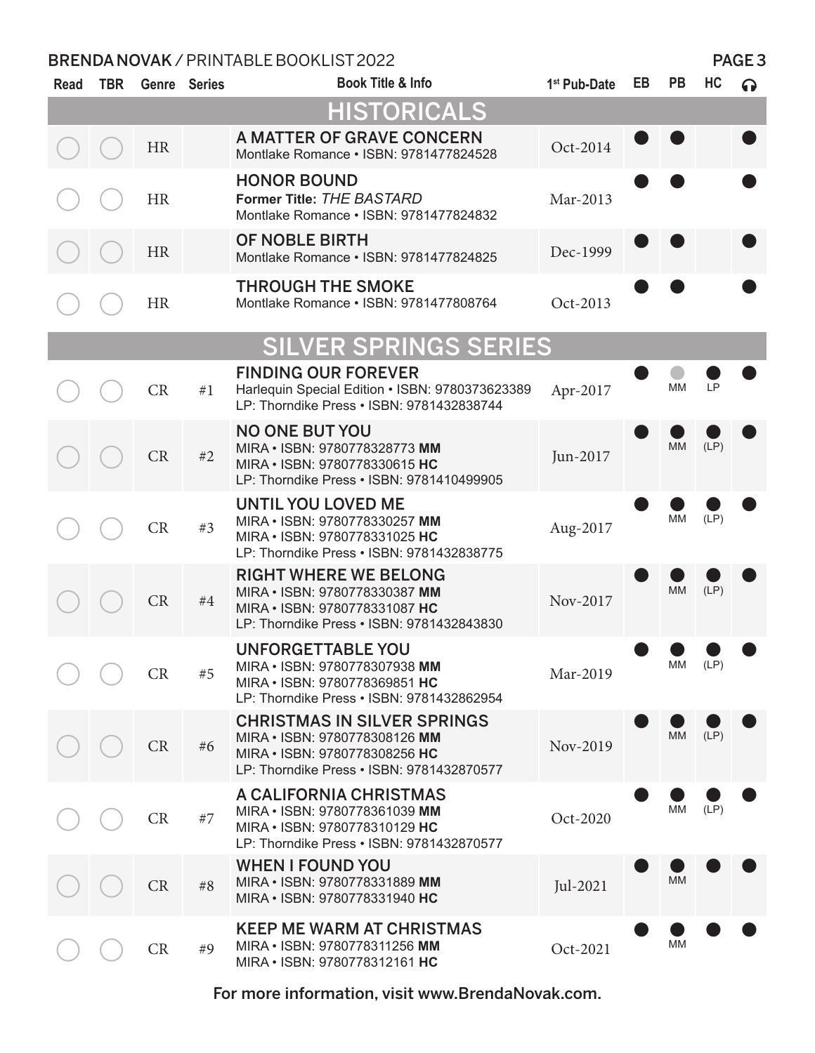| Read | TBR | Genre | Series | Book Title & Info | 1st Pub-Date | EB | PB | HC | 🎧 |
|---|---|---|---|---|---|---|---|---|---|
| **HISTORICALS** | | | | | | | | | |
| ◯ | ◯ | HR | | **A MATTER OF GRAVE CONCERN**<br>Montlake Romance • ISBN: 9781477824528 | Oct-2014 | ● | ● | | ● |
| ◯ | ◯ | HR | | **HONOR BOUND**<br>**Former Title:** *THE BASTARD*<br>Montlake Romance • ISBN: 9781477824832 | Mar-2013 | ● | ● | | ● |
| ◯ | ◯ | HR | | **OF NOBLE BIRTH**<br>Montlake Romance • ISBN: 9781477824825 | Dec-1999 | ● | ● | | ● |
| ◯ | ◯ | HR | | **THROUGH THE SMOKE**<br>Montlake Romance • ISBN: 9781477808764 | Oct-2013 | ● | ● | | ● |
| **SILVER SPRINGS SERIES** | | | | | | | | | |
| ◯ | ◯ | CR | #1 | **FINDING OUR FOREVER**<br>Harlequin Special Edition • ISBN: 9780373623389<br>LP: Thorndike Press • ISBN: 9781432838744 | Apr-2017 | ● | ● MM | ● LP | ● |
| ◯ | ◯ | CR | #2 | **NO ONE BUT YOU**<br>MIRA • ISBN: 9780778328773 **MM**<br>MIRA • ISBN: 9780778330615 **HC**<br>LP: Thorndike Press • ISBN: 9781410499905 | Jun-2017 | ● | ● MM | ● (LP) | ● |
| ◯ | ◯ | CR | #3 | **UNTIL YOU LOVED ME**<br>MIRA • ISBN: 9780778330257 **MM**<br>MIRA • ISBN: 9780778331025 **HC**<br>LP: Thorndike Press • ISBN: 9781432838775 | Aug-2017 | ● | ● MM | ● (LP) | ● |
| ◯ | ◯ | CR | #4 | **RIGHT WHERE WE BELONG**<br>MIRA • ISBN: 9780778330387 **MM**<br>MIRA • ISBN: 9780778331087 **HC**<br>LP: Thorndike Press • ISBN: 9781432843830 | Nov-2017 | ● | ● MM | ● (LP) | ● |
| ◯ | ◯ | CR | #5 | **UNFORGETTABLE YOU**<br>MIRA • ISBN: 9780778307938 **MM**<br>MIRA • ISBN: 9780778369851 **HC**<br>LP: Thorndike Press • ISBN: 9781432862954 | Mar-2019 | ● | ● MM | ● (LP) | ● |
| ◯ | ◯ | CR | #6 | **CHRISTMAS IN SILVER SPRINGS**<br>MIRA • ISBN: 9780778308126 **MM**<br>MIRA • ISBN: 9780778308256 **HC**<br>LP: Thorndike Press • ISBN: 9781432870577 | Nov-2019 | ● | ● MM | ● (LP) | ● |
| ◯ | ◯ | CR | #7 | **A CALIFORNIA CHRISTMAS**<br>MIRA • ISBN: 9780778361039 **MM**<br>MIRA • ISBN: 9780778310129 **HC**<br>LP: Thorndike Press • ISBN: 9781432870577 | Oct-2020 | ● | ● MM | ● (LP) | ● |
| ◯ | ◯ | CR | #8 | **WHEN I FOUND YOU**<br>MIRA • ISBN: 9780778331889 **MM**<br>MIRA • ISBN: 9780778331940 **HC** | Jul-2021 | ● | ● MM | ● | ● |
| ◯ | ◯ | CR | #9 | **KEEP ME WARM AT CHRISTMAS**<br>MIRA • ISBN: 9780778311256 **MM**<br>MIRA • ISBN: 9780778312161 **HC** | Oct-2021 | ● | ● MM | ● | ● |

For more information, visit www.BrendaNovak.com.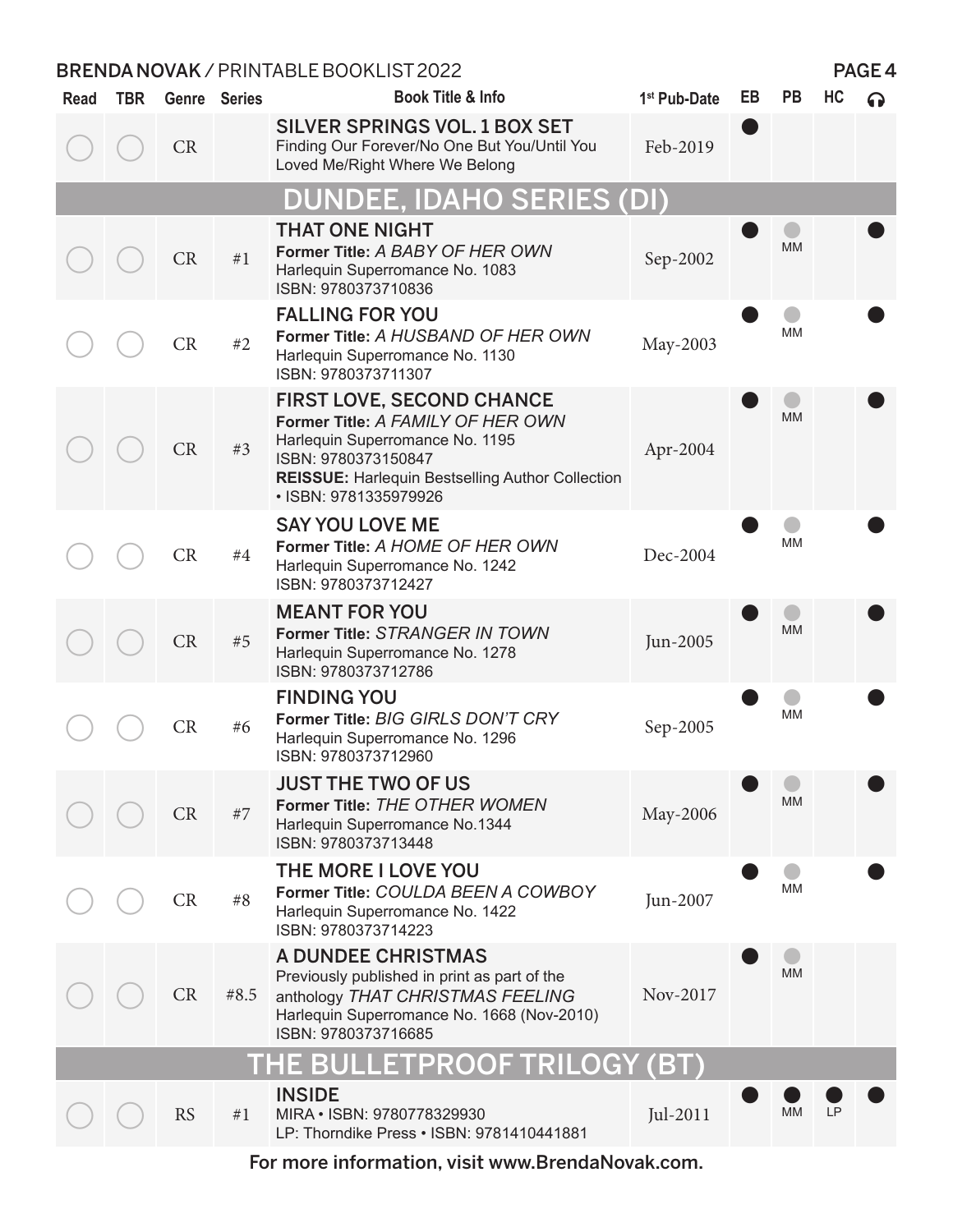| Read | TBR | Genre | Series | Book Title & Info | 1st Pub-Date | EB | PB | HC | 🎧 |
|---|---|---|---|---|---|---|---|---|---|
| ◯ | ◯ | CR | | **SILVER SPRINGS VOL. 1 BOX SET**<br>Finding Our Forever/No One But You/Until You Loved Me/Right Where We Belong | Feb-2019 | ● | | | |
| **DUNDEE, IDAHO SERIES (DI)** | | | | | | | | | |
| ◯ | ◯ | CR | #1 | **THAT ONE NIGHT**<br>**Former Title:** *A BABY OF HER OWN*<br>Harlequin Superromance No. 1083<br>ISBN: 9780373710836 | Sep-2002 | ● | ● MM | | ● |
| ◯ | ◯ | CR | #2 | **FALLING FOR YOU**<br>**Former Title:** *A HUSBAND OF HER OWN*<br>Harlequin Superromance No. 1130<br>ISBN: 9780373711307 | May-2003 | ● | ● MM | | ● |
| ◯ | ◯ | CR | #3 | **FIRST LOVE, SECOND CHANCE**<br>**Former Title:** *A FAMILY OF HER OWN*<br>Harlequin Superromance No. 1195<br>ISBN: 9780373150847<br>**REISSUE:** Harlequin Bestselling Author Collection • ISBN: 9781335979926 | Apr-2004 | ● | ● MM | | ● |
| ◯ | ◯ | CR | #4 | **SAY YOU LOVE ME**<br>**Former Title:** *A HOME OF HER OWN*<br>Harlequin Superromance No. 1242<br>ISBN: 9780373712427 | Dec-2004 | ● | ● MM | | ● |
| ◯ | ◯ | CR | #5 | **MEANT FOR YOU**<br>**Former Title:** *STRANGER IN TOWN*<br>Harlequin Superromance No. 1278<br>ISBN: 9780373712786 | Jun-2005 | ● | ● MM | | ● |
| ◯ | ◯ | CR | #6 | **FINDING YOU**<br>**Former Title:** *BIG GIRLS DON'T CRY*<br>Harlequin Superromance No. 1296<br>ISBN: 9780373712960 | Sep-2005 | ● | ● MM | | ● |
| ◯ | ◯ | CR | #7 | **JUST THE TWO OF US**<br>**Former Title:** *THE OTHER WOMEN*<br>Harlequin Superromance No.1344<br>ISBN: 9780373713448 | May-2006 | ● | ● MM | | ● |
| ◯ | ◯ | CR | #8 | **THE MORE I LOVE YOU**<br>**Former Title:** *COULDA BEEN A COWBOY*<br>Harlequin Superromance No. 1422<br>ISBN: 9780373714223 | Jun-2007 | ● | ● MM | | ● |
| ◯ | ◯ | CR | #8.5 | **A DUNDEE CHRISTMAS**<br>Previously published in print as part of the anthology *THAT CHRISTMAS FEELING*<br>Harlequin Superromance No. 1668 (Nov-2010)<br>ISBN: 9780373716685 | Nov-2017 | ● | ● MM | | |
| **THE BULLETPROOF TRILOGY (BT)** | | | | | | | | | |
| ◯ | ◯ | RS | #1 | **INSIDE**<br>MIRA • ISBN: 9780778329930<br>LP: Thorndike Press • ISBN: 9781410441881 | Jul-2011 | ● | ● MM | ● LP | ● |

For more information, visit www.BrendaNovak.com.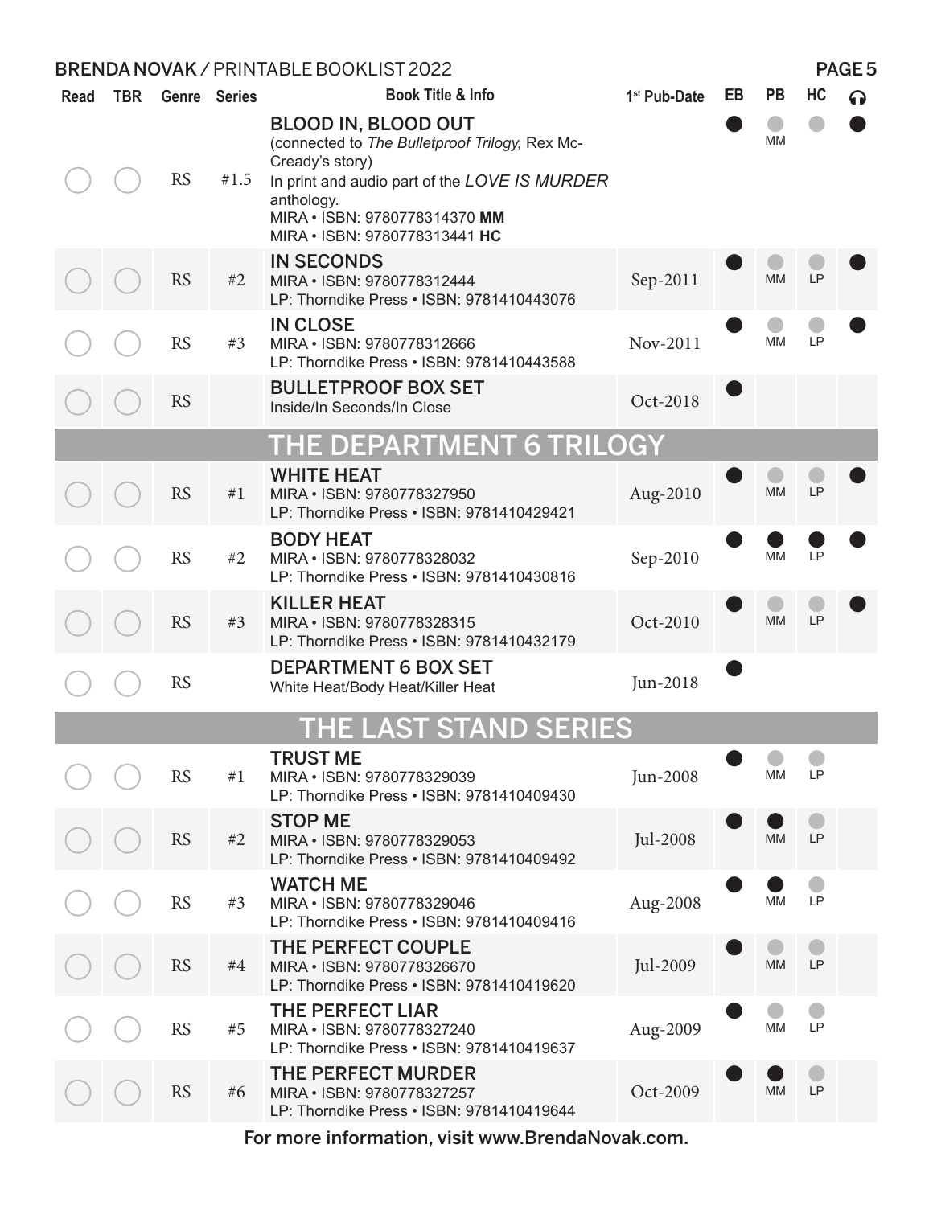| Read | TBR | Genre | Series | Book Title & Info | 1st Pub-Date | EB | PB | HC | 🎧 |
|---|---|---|---|---|---|---|---|---|---|
| ◯ | ◯ | RS | #1.5 | **BLOOD IN, BLOOD OUT**<br>(connected to *The Bulletproof Trilogy,* Rex Mc-Cready's story)<br>In print and audio part of the *LOVE IS MURDER* anthology.<br>MIRA • ISBN: 9780778314370 **MM**<br>MIRA • ISBN: 9780778313441 **HC** | | ● | ○ MM | ○ | ● |
| ◯ | ◯ | RS | #2 | **IN SECONDS**<br>MIRA • ISBN: 9780778312444<br>LP: Thorndike Press • ISBN: 9781410443076 | Sep-2011 | ● | ○ MM | ○ LP | ● |
| ◯ | ◯ | RS | #3 | **IN CLOSE**<br>MIRA • ISBN: 9780778312666<br>LP: Thorndike Press • ISBN: 9781410443588 | Nov-2011 | ● | ○ MM | ○ LP | ● |
| ◯ | ◯ | RS | | **BULLETPROOF BOX SET**<br>Inside/In Seconds/In Close | Oct-2018 | ● | | | |

## THE DEPARTMENT 6 TRILOGY

| Read | TBR | Genre | Series | Book Title & Info | 1st Pub-Date | EB | PB | HC | 🎧 |
|---|---|---|---|---|---|---|---|---|---|
| ◯ | ◯ | RS | #1 | **WHITE HEAT**<br>MIRA • ISBN: 9780778327950<br>LP: Thorndike Press • ISBN: 9781410429421 | Aug-2010 | ● | ○ MM | ○ LP | ● |
| ◯ | ◯ | RS | #2 | **BODY HEAT**<br>MIRA • ISBN: 9780778328032<br>LP: Thorndike Press • ISBN: 9781410430816 | Sep-2010 | ● | ● MM | ● LP | ● |
| ◯ | ◯ | RS | #3 | **KILLER HEAT**<br>MIRA • ISBN: 9780778328315<br>LP: Thorndike Press • ISBN: 9781410432179 | Oct-2010 | ● | ○ MM | ○ LP | ● |
| ◯ | ◯ | RS | | **DEPARTMENT 6 BOX SET**<br>White Heat/Body Heat/Killer Heat | Jun-2018 | ● | | | |

## THE LAST STAND SERIES

| Read | TBR | Genre | Series | Book Title & Info | 1st Pub-Date | EB | PB | HC | 🎧 |
|---|---|---|---|---|---|---|---|---|---|
| ◯ | ◯ | RS | #1 | **TRUST ME**<br>MIRA • ISBN: 9780778329039<br>LP: Thorndike Press • ISBN: 9781410409430 | Jun-2008 | ● | ○ MM | ○ LP | |
| ◯ | ◯ | RS | #2 | **STOP ME**<br>MIRA • ISBN: 9780778329053<br>LP: Thorndike Press • ISBN: 9781410409492 | Jul-2008 | ● | ● MM | ○ LP | |
| ◯ | ◯ | RS | #3 | **WATCH ME**<br>MIRA • ISBN: 9780778329046<br>LP: Thorndike Press • ISBN: 9781410409416 | Aug-2008 | ● | ● MM | ○ LP | |
| ◯ | ◯ | RS | #4 | **THE PERFECT COUPLE**<br>MIRA • ISBN: 9780778326670<br>LP: Thorndike Press • ISBN: 9781410419620 | Jul-2009 | ● | ○ MM | ○ LP | |
| ◯ | ◯ | RS | #5 | **THE PERFECT LIAR**<br>MIRA • ISBN: 9780778327240<br>LP: Thorndike Press • ISBN: 9781410419637 | Aug-2009 | ● | ○ MM | ○ LP | |
| ◯ | ◯ | RS | #6 | **THE PERFECT MURDER**<br>MIRA • ISBN: 9780778327257<br>LP: Thorndike Press • ISBN: 9781410419644 | Oct-2009 | ● | ● MM | ○ LP | |

For more information, visit www.BrendaNovak.com.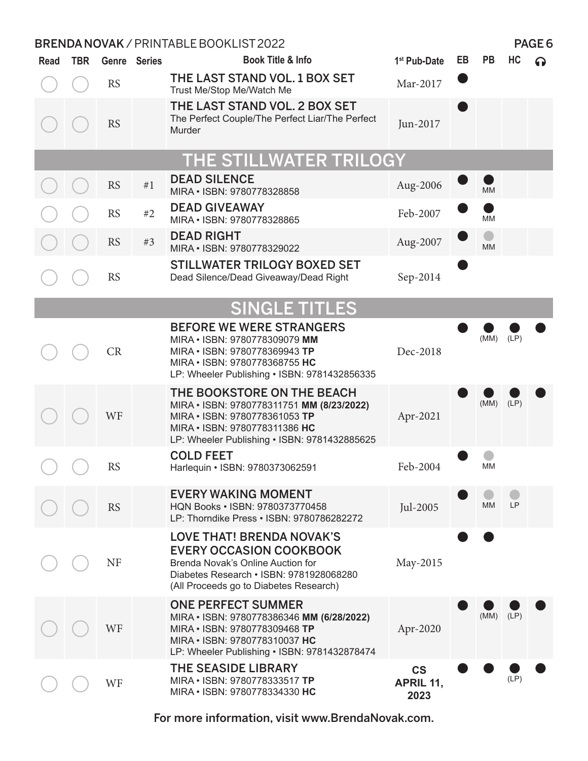| Read | TBR | Genre | Series | Book Title & Info | 1st Pub-Date | EB | PB | HC | 🎧 |
|---|---|---|---|---|---|---|---|---|---|
| ○ | ○ | RS | | **THE LAST STAND VOL. 1 BOX SET**<br>Trust Me/Stop Me/Watch Me | Mar-2017 | ● | | | |
| ○ | ○ | RS | | **THE LAST STAND VOL. 2 BOX SET**<br>The Perfect Couple/The Perfect Liar/The Perfect Murder | Jun-2017 | ● | | | |
| | | | | **THE STILLWATER TRILOGY** | | | | | |
| ○ | ○ | RS | #1 | **DEAD SILENCE**<br>MIRA • ISBN: 9780778328858 | Aug-2006 | ● | ● MM | | |
| ○ | ○ | RS | #2 | **DEAD GIVEAWAY**<br>MIRA • ISBN: 9780778328865 | Feb-2007 | ● | ● MM | | |
| ○ | ○ | RS | #3 | **DEAD RIGHT**<br>MIRA • ISBN: 9780778329022 | Aug-2007 | ● | ● MM | | |
| ○ | ○ | RS | | **STILLWATER TRILOGY BOXED SET**<br>Dead Silence/Dead Giveaway/Dead Right | Sep-2014 | ● | | | |
| | | | | **SINGLE TITLES** | | | | | |
| ○ | ○ | CR | | **BEFORE WE WERE STRANGERS**<br>MIRA • ISBN: 9780778309079 **MM**<br>MIRA • ISBN: 9780778369943 **TP**<br>MIRA • ISBN: 9780778368755 **HC**<br>LP: Wheeler Publishing • ISBN: 9781432856335 | Dec-2018 | ● | ● (MM) | ● (LP) | ● |
| ○ | ○ | WF | | **THE BOOKSTORE ON THE BEACH**<br>MIRA • ISBN: 9780778311751 **MM (8/23/2022)**<br>MIRA • ISBN: 9780778361053 **TP**<br>MIRA • ISBN: 9780778311386 **HC**<br>LP: Wheeler Publishing • ISBN: 9781432885625 | Apr-2021 | ● | ● (MM) | ● (LP) | ● |
| ○ | ○ | RS | | **COLD FEET**<br>Harlequin • ISBN: 9780373062591 | Feb-2004 | ● | ● MM | | |
| ○ | ○ | RS | | **EVERY WAKING MOMENT**<br>HQN Books • ISBN: 9780373770458<br>LP: Thorndike Press • ISBN: 9780786282272 | Jul-2005 | ● | ● MM | ● LP | |
| ○ | ○ | NF | | **LOVE THAT! BRENDA NOVAK'S EVERY OCCASION COOKBOOK**<br>Brenda Novak's Online Auction for Diabetes Research • ISBN: 9781928068280<br>(All Proceeds go to Diabetes Research) | May-2015 | ● | ● | | |
| ○ | ○ | WF | | **ONE PERFECT SUMMER**<br>MIRA • ISBN: 9780778386346 **MM (6/28/2022)**<br>MIRA • ISBN: 9780778309468 **TP**<br>MIRA • ISBN: 9780778310037 **HC**<br>LP: Wheeler Publishing • ISBN: 9781432878474 | Apr-2020 | ● | ● (MM) | ● (LP) | ● |
| ○ | ○ | WF | | **THE SEASIDE LIBRARY**<br>MIRA • ISBN: 9780778333517 **TP**<br>MIRA • ISBN: 9780778334330 **HC** | **CS APRIL 11, 2023** | ● | ● | ● (LP) | ● |

For more information, visit www.BrendaNovak.com.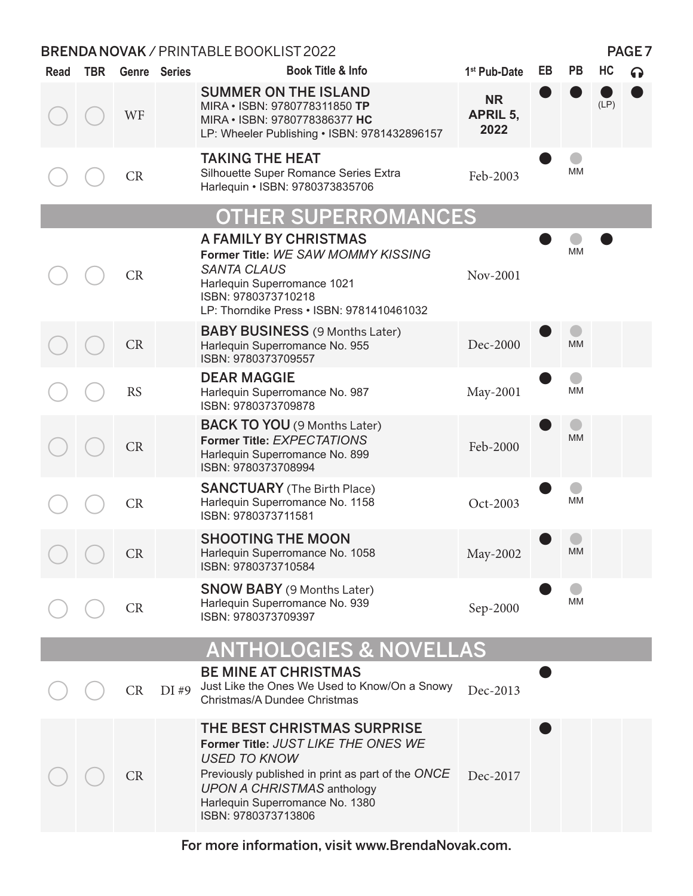| Read | TBR | Genre | Series | Book Title & Info | 1st Pub-Date | EB | PB | HC | 🎧 |
|---|---|---|---|---|---|---|---|---|---|
| ◯ | ◯ | WF | | **SUMMER ON THE ISLAND**<br>MIRA • ISBN: 9780778311850 **TP**<br>MIRA • ISBN: 9780778386377 **HC**<br>LP: Wheeler Publishing • ISBN: 9781432896157 | **NR APRIL 5, 2022** | ● | ● | ● (LP) | ● |
| ◯ | ◯ | CR | | **TAKING THE HEAT**<br>Silhouette Super Romance Series Extra<br>Harlequin • ISBN: 9780373835706 | Feb-2003 | ● | ● MM | | |

## OTHER SUPERROMANCES

| Read | TBR | Genre | Series | Book Title & Info | 1st Pub-Date | EB | PB | HC | 🎧 |
|---|---|---|---|---|---|---|---|---|---|
| ◯ | ◯ | CR | | **A FAMILY BY CHRISTMAS**<br>**Former Title:** *WE SAW MOMMY KISSING SANTA CLAUS*<br>Harlequin Superromance 1021<br>ISBN: 9780373710218<br>LP: Thorndike Press • ISBN: 9781410461032 | Nov-2001 | ● | ● MM | ● | |
| ◯ | ◯ | CR | | **BABY BUSINESS** (9 Months Later)<br>Harlequin Superromance No. 955<br>ISBN: 9780373709557 | Dec-2000 | ● | ● MM | | |
| ◯ | ◯ | RS | | **DEAR MAGGIE**<br>Harlequin Superromance No. 987<br>ISBN: 9780373709878 | May-2001 | ● | ● MM | | |
| ◯ | ◯ | CR | | **BACK TO YOU** (9 Months Later)<br>**Former Title:** *EXPECTATIONS*<br>Harlequin Superromance No. 899<br>ISBN: 9780373708994 | Feb-2000 | ● | ● MM | | |
| ◯ | ◯ | CR | | **SANCTUARY** (The Birth Place)<br>Harlequin Superromance No. 1158<br>ISBN: 9780373711581 | Oct-2003 | ● | ● MM | | |
| ◯ | ◯ | CR | | **SHOOTING THE MOON**<br>Harlequin Superromance No. 1058<br>ISBN: 9780373710584 | May-2002 | ● | ● MM | | |
| ◯ | ◯ | CR | | **SNOW BABY** (9 Months Later)<br>Harlequin Superromance No. 939<br>ISBN: 9780373709397 | Sep-2000 | ● | ● MM | | |

## ANTHOLOGIES & NOVELLAS

| Read | TBR | Genre | Series | Book Title & Info | 1st Pub-Date | EB | PB | HC | 🎧 |
|---|---|---|---|---|---|---|---|---|---|
| ◯ | ◯ | CR | DI #9 | **BE MINE AT CHRISTMAS**<br>Just Like the Ones We Used to Know/On a Snowy Christmas/A Dundee Christmas | Dec-2013 | ● | | | |
| ◯ | ◯ | CR | | **THE BEST CHRISTMAS SURPRISE**<br>**Former Title:** *JUST LIKE THE ONES WE USED TO KNOW*<br>Previously published in print as part of the *ONCE UPON A CHRISTMAS* anthology<br>Harlequin Superromance No. 1380<br>ISBN: 9780373713806 | Dec-2017 | ● | | | |

For more information, visit www.BrendaNovak.com.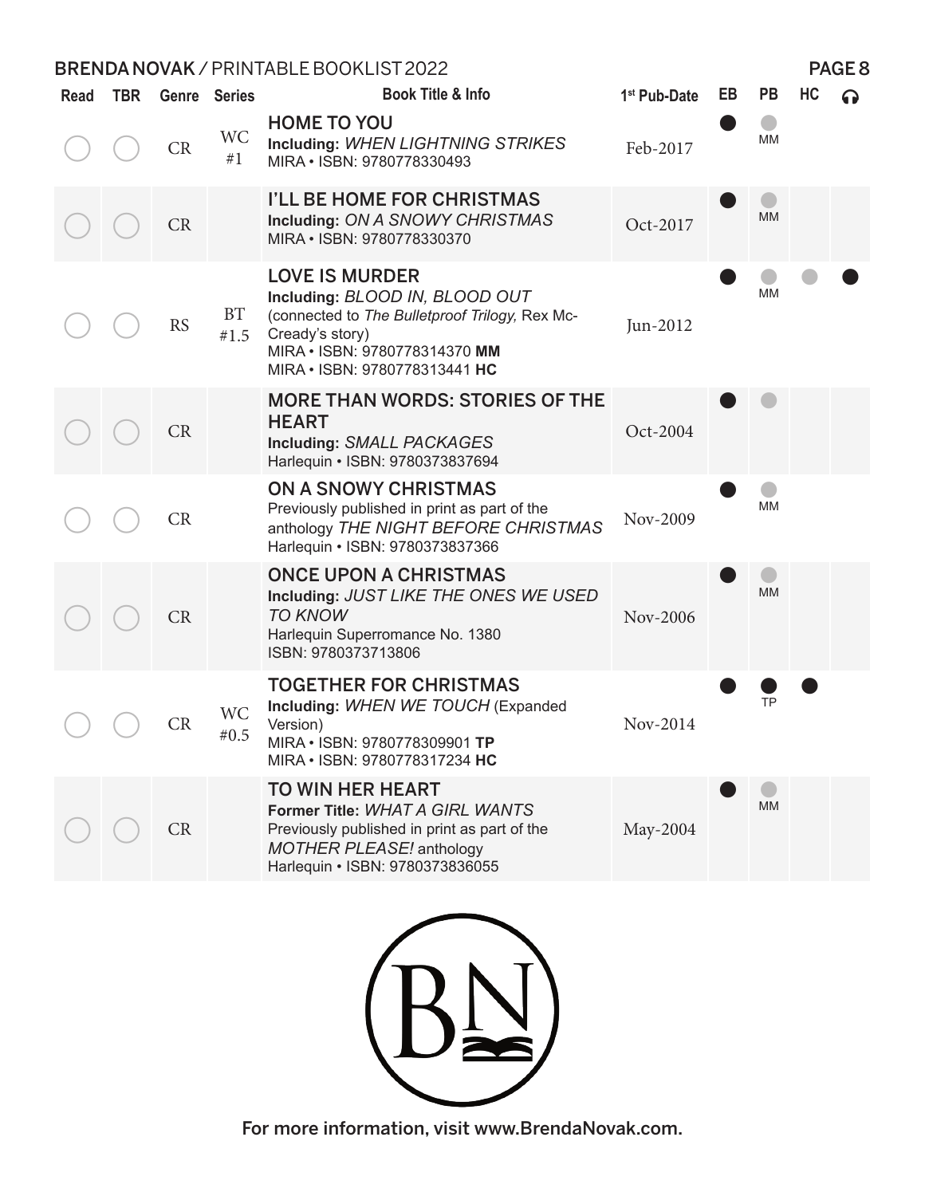| Read | TBR | Genre | Series | Book Title & Info | 1st Pub-Date | EB | PB | HC | 🎧 |
|---|---|---|---|---|---|---|---|---|---|
| ◯ | ◯ | CR | WC #1 | **HOME TO YOU**<br>**Including:** *WHEN LIGHTNING STRIKES*<br>MIRA • ISBN: 9780778330493 | Feb-2017 | ● | ● MM | | |
| ◯ | ◯ | CR | | **I'LL BE HOME FOR CHRISTMAS**<br>**Including:** *ON A SNOWY CHRISTMAS*<br>MIRA • ISBN: 9780778330370 | Oct-2017 | ● | ● MM | | |
| ◯ | ◯ | RS | BT #1.5 | **LOVE IS MURDER**<br>**Including:** *BLOOD IN, BLOOD OUT*<br>(connected to *The Bulletproof Trilogy,* Rex Mc-Cready's story)<br>MIRA • ISBN: 9780778314370 **MM**<br>MIRA • ISBN: 9780778313441 **HC** | Jun-2012 | ● | ● MM | ● | ● |
| ◯ | ◯ | CR | | **MORE THAN WORDS: STORIES OF THE HEART**<br>**Including:** *SMALL PACKAGES*<br>Harlequin • ISBN: 9780373837694 | Oct-2004 | ● | ● | | |
| ◯ | ◯ | CR | | **ON A SNOWY CHRISTMAS**<br>Previously published in print as part of the anthology *THE NIGHT BEFORE CHRISTMAS*<br>Harlequin • ISBN: 9780373837366 | Nov-2009 | ● | ● MM | | |
| ◯ | ◯ | CR | | **ONCE UPON A CHRISTMAS**<br>**Including:** *JUST LIKE THE ONES WE USED TO KNOW*<br>Harlequin Superromance No. 1380<br>ISBN: 9780373713806 | Nov-2006 | ● | ● MM | | |
| ◯ | ◯ | CR | WC #0.5 | **TOGETHER FOR CHRISTMAS**<br>**Including:** *WHEN WE TOUCH* (Expanded Version)<br>MIRA • ISBN: 9780778309901 **TP**<br>MIRA • ISBN: 9780778317234 **HC** | Nov-2014 | ● | ● TP | ● | |
| ◯ | ◯ | CR | | **TO WIN HER HEART**<br>**Former Title:** *WHAT A GIRL WANTS*<br>Previously published in print as part of the *MOTHER PLEASE!* anthology<br>Harlequin • ISBN: 9780373836055 | May-2004 | ● | ● MM | | |

For more information, visit www.BrendaNovak.com.